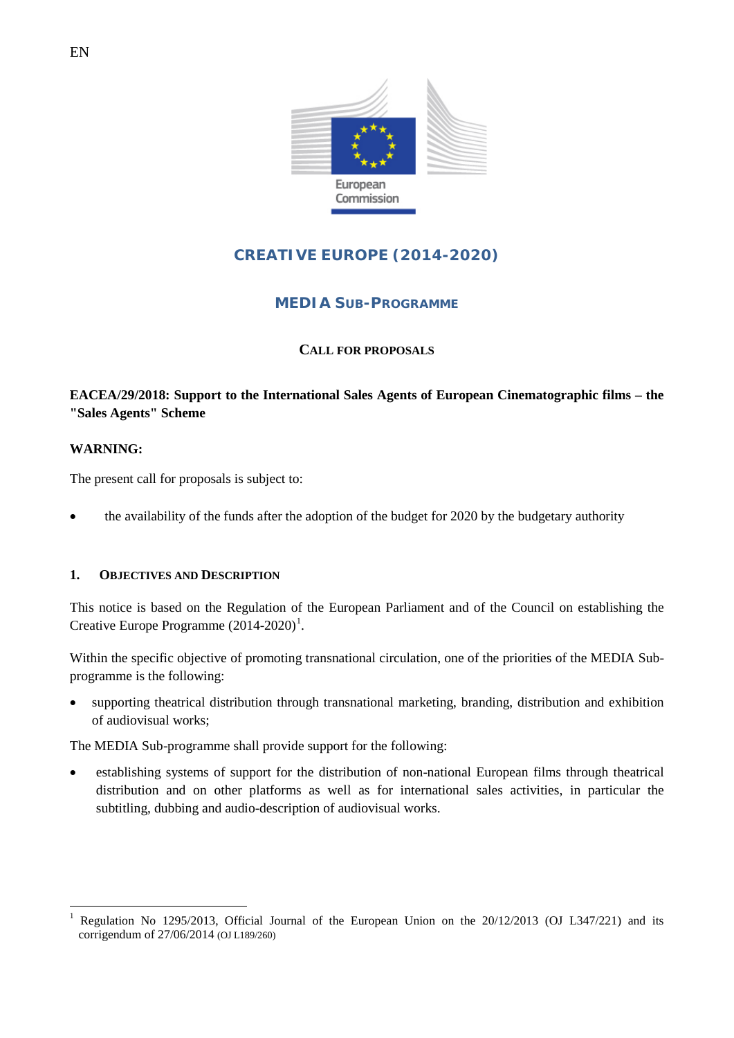EN

European Commission

# CREATIVE EUROPE (2014-2020)

## MEDIA SUB-PROGRAMME

### CALL FOR PROPOSALS

**EACEA/29/2018: Support to the International Sales Agents of European Cinematographic films – the "Sales Agents" Scheme**

**WARNING:**

The present call for proposals is subject to:

- the availability of the funds after the adoption of the budget for 2020 by the budgetary authority

## 1. OBJECTIVES AND DESCRIPTION

This notice is based on the Regulation of the European Parliament and of the Council on establishing the Creative Europe Programme (2014-2020)[1].

Within the specific objective of promoting transnational circulation, one of the priorities of the MEDIA Sub-programme is the following:

- supporting theatrical distribution through transnational marketing, branding, distribution and exhibition of audiovisual works;

The MEDIA Sub-programme shall provide support for the following:

- establishing systems of support for the distribution of non-national European films through theatrical distribution and on other platforms as well as for international sales activities, in particular the subtitling, dubbing and audio-description of audiovisual works.

---

[1] Regulation No 1295/2013, Official Journal of the European Union on the 20/12/2013 (OJ L347/221) and its corrigendum of 27/06/2014 (OJ L189/260)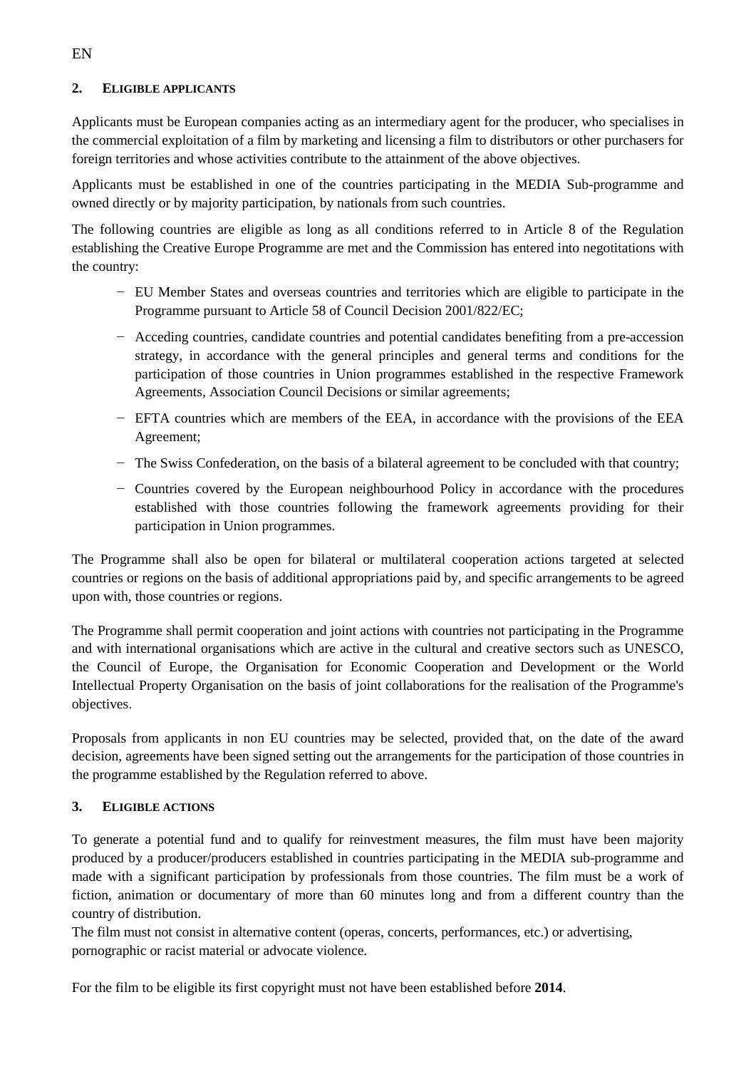## 2. Eligible applicants

Applicants must be European companies acting as an intermediary agent for the producer, who specialises in the commercial exploitation of a film by marketing and licensing a film to distributors or other purchasers for foreign territories and whose activities contribute to the attainment of the above objectives.

Applicants must be established in one of the countries participating in the MEDIA Sub-programme and owned directly or by majority participation, by nationals from such countries.

The following countries are eligible as long as all conditions referred to in Article 8 of the Regulation establishing the Creative Europe Programme are met and the Commission has entered into negotitations with the country:

- EU Member States and overseas countries and territories which are eligible to participate in the Programme pursuant to Article 58 of Council Decision 2001/822/EC;
- Acceding countries, candidate countries and potential candidates benefiting from a pre-accession strategy, in accordance with the general principles and general terms and conditions for the participation of those countries in Union programmes established in the respective Framework Agreements, Association Council Decisions or similar agreements;
- EFTA countries which are members of the EEA, in accordance with the provisions of the EEA Agreement;
- The Swiss Confederation, on the basis of a bilateral agreement to be concluded with that country;
- Countries covered by the European neighbourhood Policy in accordance with the procedures established with those countries following the framework agreements providing for their participation in Union programmes.

The Programme shall also be open for bilateral or multilateral cooperation actions targeted at selected countries or regions on the basis of additional appropriations paid by, and specific arrangements to be agreed upon with, those countries or regions.

The Programme shall permit cooperation and joint actions with countries not participating in the Programme and with international organisations which are active in the cultural and creative sectors such as UNESCO, the Council of Europe, the Organisation for Economic Cooperation and Development or the World Intellectual Property Organisation on the basis of joint collaborations for the realisation of the Programme's objectives.

Proposals from applicants in non EU countries may be selected, provided that, on the date of the award decision, agreements have been signed setting out the arrangements for the participation of those countries in the programme established by the Regulation referred to above.

## 3. Eligible actions

To generate a potential fund and to qualify for reinvestment measures, the film must have been majority produced by a producer/producers established in countries participating in the MEDIA sub-programme and made with a significant participation by professionals from those countries. The film must be a work of fiction, animation or documentary of more than 60 minutes long and from a different country than the country of distribution.
The film must not consist in alternative content (operas, concerts, performances, etc.) or advertising, pornographic or racist material or advocate violence.

For the film to be eligible its first copyright must not have been established before **2014**.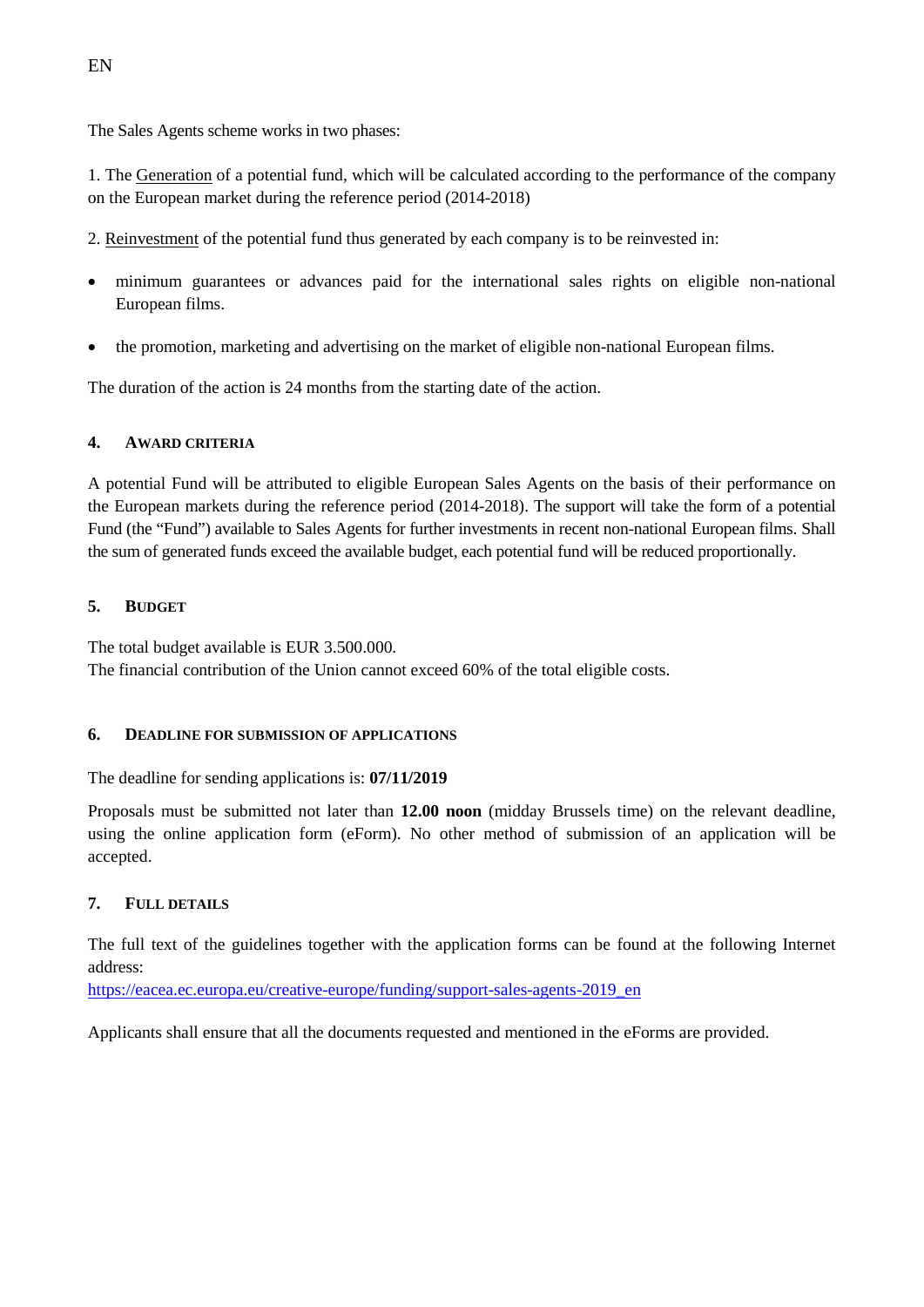EN

The Sales Agents scheme works in two phases:

1. The Generation of a potential fund, which will be calculated according to the performance of the company on the European market during the reference period (2014-2018)

2. Reinvestment of the potential fund thus generated by each company is to be reinvested in:

- minimum guarantees or advances paid for the international sales rights on eligible non-national European films.
- the promotion, marketing and advertising on the market of eligible non-national European films.

The duration of the action is 24 months from the starting date of the action.

## 4. AWARD CRITERIA

A potential Fund will be attributed to eligible European Sales Agents on the basis of their performance on the European markets during the reference period (2014-2018). The support will take the form of a potential Fund (the "Fund") available to Sales Agents for further investments in recent non-national European films. Shall the sum of generated funds exceed the available budget, each potential fund will be reduced proportionally.

## 5. BUDGET

The total budget available is EUR 3.500.000.
The financial contribution of the Union cannot exceed 60% of the total eligible costs.

## 6. DEADLINE FOR SUBMISSION OF APPLICATIONS

The deadline for sending applications is: **07/11/2019**

Proposals must be submitted not later than **12.00 noon** (midday Brussels time) on the relevant deadline, using the online application form (eForm). No other method of submission of an application will be accepted.

## 7. FULL DETAILS

The full text of the guidelines together with the application forms can be found at the following Internet address:
https://eacea.ec.europa.eu/creative-europe/funding/support-sales-agents-2019_en

Applicants shall ensure that all the documents requested and mentioned in the eForms are provided.